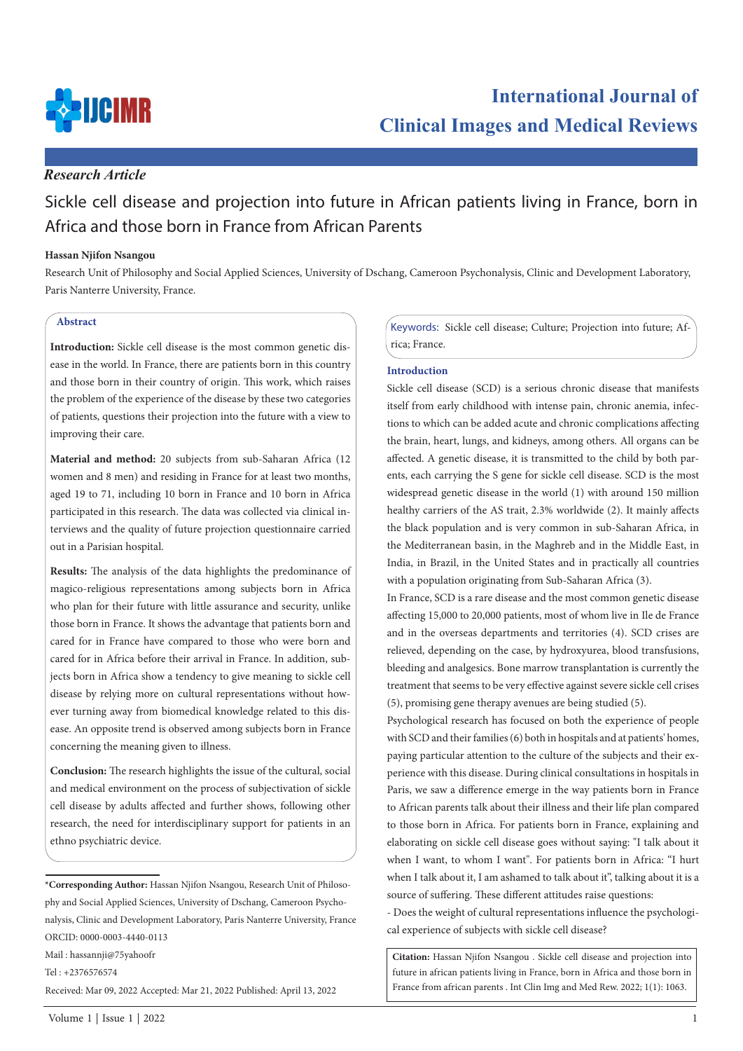*Research Article*

# Sickle cell disease and projection into future in African patients living in France, born in Africa and those born in France from African Parents

**Hassan Njifon Nsangou**

Research Unit of Philosophy and Social Applied Sciences, University of Dschang, Cameroon Psychonalysis, Clinic and Development Laboratory, Paris Nanterre University, France.

## Abstract

**Introduction:** Sickle cell disease is the most common genetic disease in the world. In France, there are patients born in this country and those born in their country of origin. This work, which raises the problem of the experience of the disease by these two categories of patients, questions their projection into the future with a view to improving their care.

**Material and method:** 20 subjects from sub-Saharan Africa (12 women and 8 men) and residing in France for at least two months, aged 19 to 71, including 10 born in France and 10 born in Africa participated in this research. The data was collected via clinical interviews and the quality of future projection questionnaire carried out in a Parisian hospital.

**Results:** The analysis of the data highlights the predominance of magico-religious representations among subjects born in Africa who plan for their future with little assurance and security, unlike those born in France. It shows the advantage that patients born and cared for in France have compared to those who were born and cared for in Africa before their arrival in France. In addition, subjects born in Africa show a tendency to give meaning to sickle cell disease by relying more on cultural representations without however turning away from biomedical knowledge related to this disease. An opposite trend is observed among subjects born in France concerning the meaning given to illness.

**Conclusion:** The research highlights the issue of the cultural, social and medical environment on the process of subjectivation of sickle cell disease by adults affected and further shows, following other research, the need for interdisciplinary support for patients in an ethno psychiatric device.

Keywords: Sickle cell disease; Culture; Projection into future; Africa; France.

## Introduction

Sickle cell disease (SCD) is a serious chronic disease that manifests itself from early childhood with intense pain, chronic anemia, infections to which can be added acute and chronic complications affecting the brain, heart, lungs, and kidneys, among others. All organs can be affected. A genetic disease, it is transmitted to the child by both parents, each carrying the S gene for sickle cell disease. SCD is the most widespread genetic disease in the world (1) with around 150 million healthy carriers of the AS trait, 2.3% worldwide (2). It mainly affects the black population and is very common in sub-Saharan Africa, in the Mediterranean basin, in the Maghreb and in the Middle East, in India, in Brazil, in the United States and in practically all countries with a population originating from Sub-Saharan Africa (3).

In France, SCD is a rare disease and the most common genetic disease affecting 15,000 to 20,000 patients, most of whom live in Ile de France and in the overseas departments and territories (4). SCD crises are relieved, depending on the case, by hydroxyurea, blood transfusions, bleeding and analgesics. Bone marrow transplantation is currently the treatment that seems to be very effective against severe sickle cell crises (5), promising gene therapy avenues are being studied (5).

Psychological research has focused on both the experience of people with SCD and their families (6) both in hospitals and at patients' homes, paying particular attention to the culture of the subjects and their experience with this disease. During clinical consultations in hospitals in Paris, we saw a difference emerge in the way patients born in France to African parents talk about their illness and their life plan compared to those born in Africa. For patients born in France, explaining and elaborating on sickle cell disease goes without saying: "I talk about it when I want, to whom I want". For patients born in Africa: "I hurt when I talk about it, I am ashamed to talk about it", talking about it is a source of suffering. These different attitudes raise questions:

- Does the weight of cultural representations influence the psychological experience of subjects with sickle cell disease?

---

***Corresponding Author:** Hassan Njifon Nsangou, Research Unit of Philosophy and Social Applied Sciences, University of Dschang, Cameroon Psychonalysis, Clinic and Development Laboratory, Paris Nanterre University, France

ORCID: 0000-0003-4440-0113

Mail : hassannji@75yahoofr

Tel : +2376576574

Received: Mar 09, 2022 Accepted: Mar 21, 2022 Published: April 13, 2022

**Citation:** Hassan Njifon Nsangou . Sickle cell disease and projection into future in african patients living in France, born in Africa and those born in France from african parents . Int Clin Img and Med Rew. 2022; 1(1): 1063.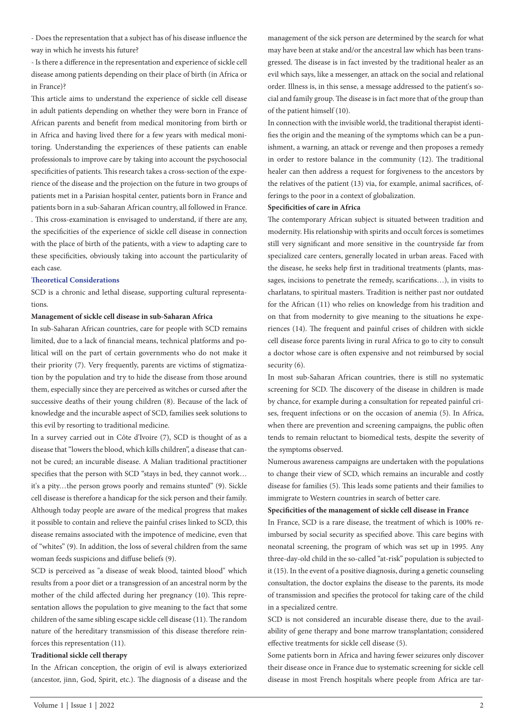- Does the representation that a subject has of his disease influence the way in which he invests his future?

- Is there a difference in the representation and experience of sickle cell disease among patients depending on their place of birth (in Africa or in France)?

This article aims to understand the experience of sickle cell disease in adult patients depending on whether they were born in France of African parents and benefit from medical monitoring from birth or in Africa and having lived there for a few years with medical monitoring. Understanding the experiences of these patients can enable professionals to improve care by taking into account the psychosocial specificities of patients. This research takes a cross-section of the experience of the disease and the projection on the future in two groups of patients met in a Parisian hospital center, patients born in France and patients born in a sub-Saharan African country, all followed in France. . This cross-examination is envisaged to understand, if there are any, the specificities of the experience of sickle cell disease in connection with the place of birth of the patients, with a view to adapting care to these specificities, obviously taking into account the particularity of each case.

## Theoretical Considerations

SCD is a chronic and lethal disease, supporting cultural representations.

### Management of sickle cell disease in sub-Saharan Africa

In sub-Saharan African countries, care for people with SCD remains limited, due to a lack of financial means, technical platforms and political will on the part of certain governments who do not make it their priority (7). Very frequently, parents are victims of stigmatization by the population and try to hide the disease from those around them, especially since they are perceived as witches or cursed after the successive deaths of their young children (8). Because of the lack of knowledge and the incurable aspect of SCD, families seek solutions to this evil by resorting to traditional medicine.

In a survey carried out in Côte d'Ivoire (7), SCD is thought of as a disease that "lowers the blood, which kills children", a disease that cannot be cured; an incurable disease. A Malian traditional practitioner specifies that the person with SCD "stays in bed, they cannot work… it's a pity…the person grows poorly and remains stunted" (9). Sickle cell disease is therefore a handicap for the sick person and their family. Although today people are aware of the medical progress that makes it possible to contain and relieve the painful crises linked to SCD, this disease remains associated with the impotence of medicine, even that of "whites" (9). In addition, the loss of several children from the same woman feeds suspicions and diffuse beliefs (9).

SCD is perceived as "a disease of weak blood, tainted blood" which results from a poor diet or a transgression of an ancestral norm by the mother of the child affected during her pregnancy (10). This representation allows the population to give meaning to the fact that some children of the same sibling escape sickle cell disease (11). The random nature of the hereditary transmission of this disease therefore reinforces this representation (11).

### Traditional sickle cell therapy

In the African conception, the origin of evil is always exteriorized (ancestor, jinn, God, Spirit, etc.). The diagnosis of a disease and the management of the sick person are determined by the search for what may have been at stake and/or the ancestral law which has been transgressed. The disease is in fact invested by the traditional healer as an evil which says, like a messenger, an attack on the social and relational order. Illness is, in this sense, a message addressed to the patient's social and family group. The disease is in fact more that of the group than of the patient himself (10).

In connection with the invisible world, the traditional therapist identifies the origin and the meaning of the symptoms which can be a punishment, a warning, an attack or revenge and then proposes a remedy in order to restore balance in the community (12). The traditional healer can then address a request for forgiveness to the ancestors by the relatives of the patient (13) via, for example, animal sacrifices, offerings to the poor in a context of globalization.

### Specificities of care in Africa

The contemporary African subject is situated between tradition and modernity. His relationship with spirits and occult forces is sometimes still very significant and more sensitive in the countryside far from specialized care centers, generally located in urban areas. Faced with the disease, he seeks help first in traditional treatments (plants, massages, incisions to penetrate the remedy, scarifications…), in visits to charlatans, to spiritual masters. Tradition is neither past nor outdated for the African (11) who relies on knowledge from his tradition and on that from modernity to give meaning to the situations he experiences (14). The frequent and painful crises of children with sickle cell disease force parents living in rural Africa to go to city to consult a doctor whose care is often expensive and not reimbursed by social security (6).

In most sub-Saharan African countries, there is still no systematic screening for SCD. The discovery of the disease in children is made by chance, for example during a consultation for repeated painful crises, frequent infections or on the occasion of anemia (5). In Africa, when there are prevention and screening campaigns, the public often tends to remain reluctant to biomedical tests, despite the severity of the symptoms observed.

Numerous awareness campaigns are undertaken with the populations to change their view of SCD, which remains an incurable and costly disease for families (5). This leads some patients and their families to immigrate to Western countries in search of better care.

### Specificities of the management of sickle cell disease in France

In France, SCD is a rare disease, the treatment of which is 100% reimbursed by social security as specified above. This care begins with neonatal screening, the program of which was set up in 1995. Any three-day-old child in the so-called "at-risk" population is subjected to it (15). In the event of a positive diagnosis, during a genetic counseling consultation, the doctor explains the disease to the parents, its mode of transmission and specifies the protocol for taking care of the child in a specialized centre.

SCD is not considered an incurable disease there, due to the availability of gene therapy and bone marrow transplantation; considered effective treatments for sickle cell disease (5).

Some patients born in Africa and having fewer seizures only discover their disease once in France due to systematic screening for sickle cell disease in most French hospitals where people from Africa are tar-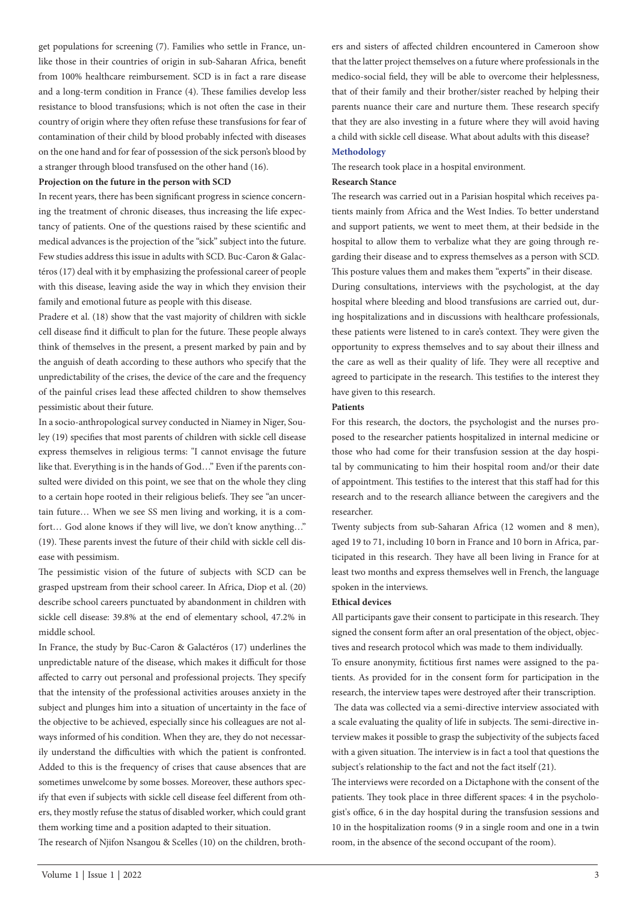get populations for screening (7). Families who settle in France, unlike those in their countries of origin in sub-Saharan Africa, benefit from 100% healthcare reimbursement. SCD is in fact a rare disease and a long-term condition in France (4). These families develop less resistance to blood transfusions; which is not often the case in their country of origin where they often refuse these transfusions for fear of contamination of their child by blood probably infected with diseases on the one hand and for fear of possession of the sick person's blood by a stranger through blood transfused on the other hand (16).

**Projection on the future in the person with SCD**

In recent years, there has been significant progress in science concerning the treatment of chronic diseases, thus increasing the life expectancy of patients. One of the questions raised by these scientific and medical advances is the projection of the "sick" subject into the future. Few studies address this issue in adults with SCD. Buc-Caron & Galactéros (17) deal with it by emphasizing the professional career of people with this disease, leaving aside the way in which they envision their family and emotional future as people with this disease.

Pradere et al. (18) show that the vast majority of children with sickle cell disease find it difficult to plan for the future. These people always think of themselves in the present, a present marked by pain and by the anguish of death according to these authors who specify that the unpredictability of the crises, the device of the care and the frequency of the painful crises lead these affected children to show themselves pessimistic about their future.

In a socio-anthropological survey conducted in Niamey in Niger, Souley (19) specifies that most parents of children with sickle cell disease express themselves in religious terms: "I cannot envisage the future like that. Everything is in the hands of God…" Even if the parents consulted were divided on this point, we see that on the whole they cling to a certain hope rooted in their religious beliefs. They see "an uncertain future… When we see SS men living and working, it is a comfort… God alone knows if they will live, we don't know anything…" (19). These parents invest the future of their child with sickle cell disease with pessimism.

The pessimistic vision of the future of subjects with SCD can be grasped upstream from their school career. In Africa, Diop et al. (20) describe school careers punctuated by abandonment in children with sickle cell disease: 39.8% at the end of elementary school, 47.2% in middle school.

In France, the study by Buc-Caron & Galactéros (17) underlines the unpredictable nature of the disease, which makes it difficult for those affected to carry out personal and professional projects. They specify that the intensity of the professional activities arouses anxiety in the subject and plunges him into a situation of uncertainty in the face of the objective to be achieved, especially since his colleagues are not always informed of his condition. When they are, they do not necessarily understand the difficulties with which the patient is confronted. Added to this is the frequency of crises that cause absences that are sometimes unwelcome by some bosses. Moreover, these authors specify that even if subjects with sickle cell disease feel different from others, they mostly refuse the status of disabled worker, which could grant them working time and a position adapted to their situation.

The research of Njifon Nsangou & Scelles (10) on the children, brothers and sisters of affected children encountered in Cameroon show that the latter project themselves on a future where professionals in the medico-social field, they will be able to overcome their helplessness, that of their family and their brother/sister reached by helping their parents nuance their care and nurture them. These research specify that they are also investing in a future where they will avoid having a child with sickle cell disease. What about adults with this disease?

## Methodology

The research took place in a hospital environment.

**Research Stance**

The research was carried out in a Parisian hospital which receives patients mainly from Africa and the West Indies. To better understand and support patients, we went to meet them, at their bedside in the hospital to allow them to verbalize what they are going through regarding their disease and to express themselves as a person with SCD. This posture values them and makes them "experts" in their disease.

During consultations, interviews with the psychologist, at the day hospital where bleeding and blood transfusions are carried out, during hospitalizations and in discussions with healthcare professionals, these patients were listened to in care's context. They were given the opportunity to express themselves and to say about their illness and the care as well as their quality of life. They were all receptive and agreed to participate in the research. This testifies to the interest they have given to this research.

**Patients**

For this research, the doctors, the psychologist and the nurses proposed to the researcher patients hospitalized in internal medicine or those who had come for their transfusion session at the day hospital by communicating to him their hospital room and/or their date of appointment. This testifies to the interest that this staff had for this research and to the research alliance between the caregivers and the researcher.

Twenty subjects from sub-Saharan Africa (12 women and 8 men), aged 19 to 71, including 10 born in France and 10 born in Africa, participated in this research. They have all been living in France for at least two months and express themselves well in French, the language spoken in the interviews.

**Ethical devices**

All participants gave their consent to participate in this research. They signed the consent form after an oral presentation of the object, objectives and research protocol which was made to them individually.

To ensure anonymity, fictitious first names were assigned to the patients. As provided for in the consent form for participation in the research, the interview tapes were destroyed after their transcription.

The data was collected via a semi-directive interview associated with a scale evaluating the quality of life in subjects. The semi-directive interview makes it possible to grasp the subjectivity of the subjects faced with a given situation. The interview is in fact a tool that questions the subject's relationship to the fact and not the fact itself (21).

The interviews were recorded on a Dictaphone with the consent of the patients. They took place in three different spaces: 4 in the psychologist's office, 6 in the day hospital during the transfusion sessions and 10 in the hospitalization rooms (9 in a single room and one in a twin room, in the absence of the second occupant of the room).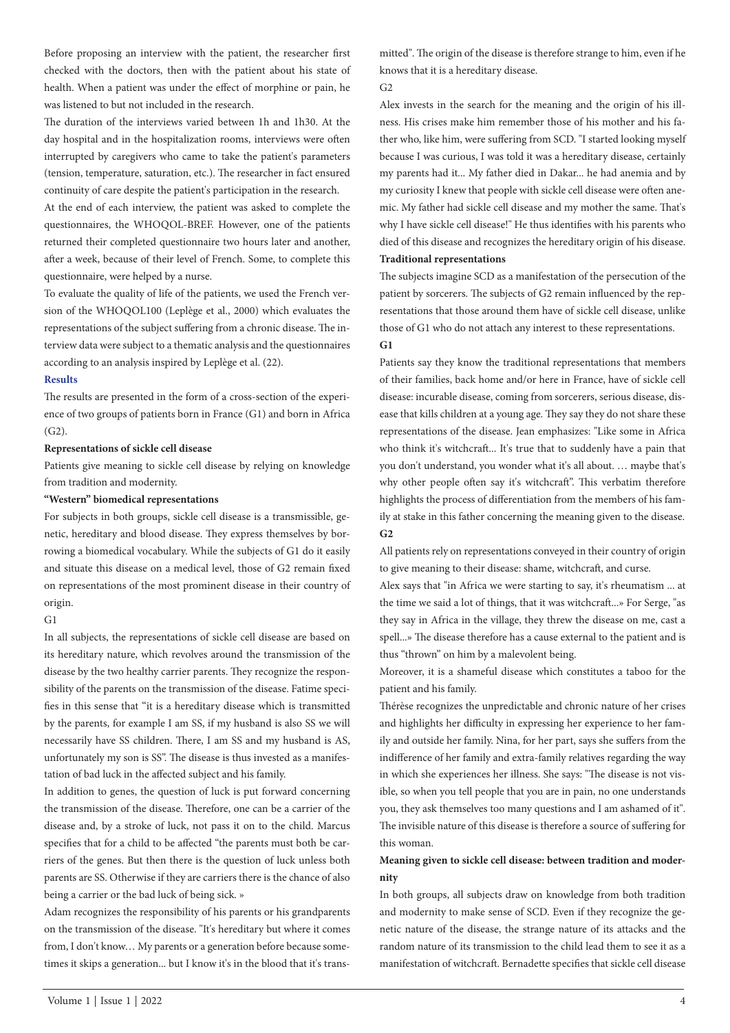Before proposing an interview with the patient, the researcher first checked with the doctors, then with the patient about his state of health. When a patient was under the effect of morphine or pain, he was listened to but not included in the research.

The duration of the interviews varied between 1h and 1h30. At the day hospital and in the hospitalization rooms, interviews were often interrupted by caregivers who came to take the patient's parameters (tension, temperature, saturation, etc.). The researcher in fact ensured continuity of care despite the patient's participation in the research.

At the end of each interview, the patient was asked to complete the questionnaires, the WHOQOL-BREF. However, one of the patients returned their completed questionnaire two hours later and another, after a week, because of their level of French. Some, to complete this questionnaire, were helped by a nurse.

To evaluate the quality of life of the patients, we used the French version of the WHOQOL100 (Leplège et al., 2000) which evaluates the representations of the subject suffering from a chronic disease. The interview data were subject to a thematic analysis and the questionnaires according to an analysis inspired by Leplège et al. (22).

## Results

The results are presented in the form of a cross-section of the experience of two groups of patients born in France (G1) and born in Africa (G2).

### Representations of sickle cell disease

Patients give meaning to sickle cell disease by relying on knowledge from tradition and modernity.

#### "Western" biomedical representations

For subjects in both groups, sickle cell disease is a transmissible, genetic, hereditary and blood disease. They express themselves by borrowing a biomedical vocabulary. While the subjects of G1 do it easily and situate this disease on a medical level, those of G2 remain fixed on representations of the most prominent disease in their country of origin.

G1

In all subjects, the representations of sickle cell disease are based on its hereditary nature, which revolves around the transmission of the disease by the two healthy carrier parents. They recognize the responsibility of the parents on the transmission of the disease. Fatime specifies in this sense that "it is a hereditary disease which is transmitted by the parents, for example I am SS, if my husband is also SS we will necessarily have SS children. There, I am SS and my husband is AS, unfortunately my son is SS". The disease is thus invested as a manifestation of bad luck in the affected subject and his family.

In addition to genes, the question of luck is put forward concerning the transmission of the disease. Therefore, one can be a carrier of the disease and, by a stroke of luck, not pass it on to the child. Marcus specifies that for a child to be affected "the parents must both be carriers of the genes. But then there is the question of luck unless both parents are SS. Otherwise if they are carriers there is the chance of also being a carrier or the bad luck of being sick. »

Adam recognizes the responsibility of his parents or his grandparents on the transmission of the disease. "It's hereditary but where it comes from, I don't know… My parents or a generation before because sometimes it skips a generation... but I know it's in the blood that it's transmitted". The origin of the disease is therefore strange to him, even if he knows that it is a hereditary disease.

G2

Alex invests in the search for the meaning and the origin of his illness. His crises make him remember those of his mother and his father who, like him, were suffering from SCD. "I started looking myself because I was curious, I was told it was a hereditary disease, certainly my parents had it... My father died in Dakar... he had anemia and by my curiosity I knew that people with sickle cell disease were often anemic. My father had sickle cell disease and my mother the same. That's why I have sickle cell disease!" He thus identifies with his parents who died of this disease and recognizes the hereditary origin of his disease.

#### Traditional representations

The subjects imagine SCD as a manifestation of the persecution of the patient by sorcerers. The subjects of G2 remain influenced by the representations that those around them have of sickle cell disease, unlike those of G1 who do not attach any interest to these representations.

**G1**

Patients say they know the traditional representations that members of their families, back home and/or here in France, have of sickle cell disease: incurable disease, coming from sorcerers, serious disease, disease that kills children at a young age. They say they do not share these representations of the disease. Jean emphasizes: "Like some in Africa who think it's witchcraft... It's true that to suddenly have a pain that you don't understand, you wonder what it's all about. … maybe that's why other people often say it's witchcraft". This verbatim therefore highlights the process of differentiation from the members of his family at stake in this father concerning the meaning given to the disease.

**G2**

All patients rely on representations conveyed in their country of origin to give meaning to their disease: shame, witchcraft, and curse.

Alex says that "in Africa we were starting to say, it's rheumatism ... at the time we said a lot of things, that it was witchcraft...» For Serge, "as they say in Africa in the village, they threw the disease on me, cast a spell...» The disease therefore has a cause external to the patient and is thus "thrown" on him by a malevolent being.

Moreover, it is a shameful disease which constitutes a taboo for the patient and his family.

Thérèse recognizes the unpredictable and chronic nature of her crises and highlights her difficulty in expressing her experience to her family and outside her family. Nina, for her part, says she suffers from the indifference of her family and extra-family relatives regarding the way in which she experiences her illness. She says: "The disease is not visible, so when you tell people that you are in pain, no one understands you, they ask themselves too many questions and I am ashamed of it". The invisible nature of this disease is therefore a source of suffering for this woman.

### Meaning given to sickle cell disease: between tradition and modernity

In both groups, all subjects draw on knowledge from both tradition and modernity to make sense of SCD. Even if they recognize the genetic nature of the disease, the strange nature of its attacks and the random nature of its transmission to the child lead them to see it as a manifestation of witchcraft. Bernadette specifies that sickle cell disease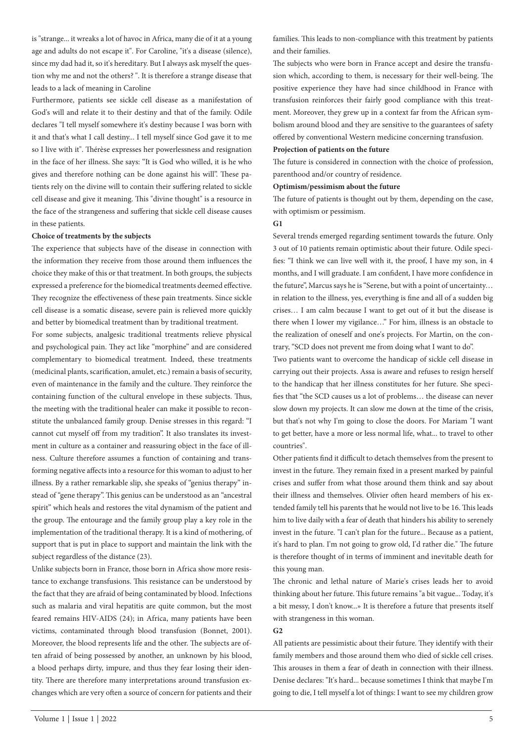is "strange... it wreaks a lot of havoc in Africa, many die of it at a young age and adults do not escape it". For Caroline, "it's a disease (silence), since my dad had it, so it's hereditary. But I always ask myself the question why me and not the others? ". It is therefore a strange disease that leads to a lack of meaning in Caroline

Furthermore, patients see sickle cell disease as a manifestation of God's will and relate it to their destiny and that of the family. Odile declares "I tell myself somewhere it's destiny because I was born with it and that's what I call destiny... I tell myself since God gave it to me so I live with it". Thérèse expresses her powerlessness and resignation in the face of her illness. She says: "It is God who willed, it is he who gives and therefore nothing can be done against his will". These patients rely on the divine will to contain their suffering related to sickle cell disease and give it meaning. This "divine thought" is a resource in the face of the strangeness and suffering that sickle cell disease causes in these patients.

**Choice of treatments by the subjects**

The experience that subjects have of the disease in connection with the information they receive from those around them influences the choice they make of this or that treatment. In both groups, the subjects expressed a preference for the biomedical treatments deemed effective. They recognize the effectiveness of these pain treatments. Since sickle cell disease is a somatic disease, severe pain is relieved more quickly and better by biomedical treatment than by traditional treatment.

For some subjects, analgesic traditional treatments relieve physical and psychological pain. They act like "morphine" and are considered complementary to biomedical treatment. Indeed, these treatments (medicinal plants, scarification, amulet, etc.) remain a basis of security, even of maintenance in the family and the culture. They reinforce the containing function of the cultural envelope in these subjects. Thus, the meeting with the traditional healer can make it possible to reconstitute the unbalanced family group. Denise stresses in this regard: "I cannot cut myself off from my tradition". It also translates its investment in culture as a container and reassuring object in the face of illness. Culture therefore assumes a function of containing and transforming negative affects into a resource for this woman to adjust to her illness. By a rather remarkable slip, she speaks of "genius therapy" instead of "gene therapy". This genius can be understood as an "ancestral spirit" which heals and restores the vital dynamism of the patient and the group. The entourage and the family group play a key role in the implementation of the traditional therapy. It is a kind of mothering, of support that is put in place to support and maintain the link with the subject regardless of the distance (23).

Unlike subjects born in France, those born in Africa show more resistance to exchange transfusions. This resistance can be understood by the fact that they are afraid of being contaminated by blood. Infections such as malaria and viral hepatitis are quite common, but the most feared remains HIV-AIDS (24); in Africa, many patients have been victims, contaminated through blood transfusion (Bonnet, 2001). Moreover, the blood represents life and the other. The subjects are often afraid of being possessed by another, an unknown by his blood, a blood perhaps dirty, impure, and thus they fear losing their identity. There are therefore many interpretations around transfusion exchanges which are very often a source of concern for patients and their families. This leads to non-compliance with this treatment by patients and their families.

The subjects who were born in France accept and desire the transfusion which, according to them, is necessary for their well-being. The positive experience they have had since childhood in France with transfusion reinforces their fairly good compliance with this treatment. Moreover, they grew up in a context far from the African symbolism around blood and they are sensitive to the guarantees of safety offered by conventional Western medicine concerning transfusion.

**Projection of patients on the future**

The future is considered in connection with the choice of profession, parenthood and/or country of residence.

**Optimism/pessimism about the future**

The future of patients is thought out by them, depending on the case, with optimism or pessimism.

**G1**

Several trends emerged regarding sentiment towards the future. Only 3 out of 10 patients remain optimistic about their future. Odile specifies: "I think we can live well with it, the proof, I have my son, in 4 months, and I will graduate. I am confident, I have more confidence in the future", Marcus says he is "Serene, but with a point of uncertainty… in relation to the illness, yes, everything is fine and all of a sudden big crises… I am calm because I want to get out of it but the disease is there when I lower my vigilance…" For him, illness is an obstacle to the realization of oneself and one's projects. For Martin, on the contrary, "SCD does not prevent me from doing what I want to do".

Two patients want to overcome the handicap of sickle cell disease in carrying out their projects. Assa is aware and refuses to resign herself to the handicap that her illness constitutes for her future. She specifies that "the SCD causes us a lot of problems… the disease can never slow down my projects. It can slow me down at the time of the crisis, but that's not why I'm going to close the doors. For Mariam "I want to get better, have a more or less normal life, what... to travel to other countries".

Other patients find it difficult to detach themselves from the present to invest in the future. They remain fixed in a present marked by painful crises and suffer from what those around them think and say about their illness and themselves. Olivier often heard members of his extended family tell his parents that he would not live to be 16. This leads him to live daily with a fear of death that hinders his ability to serenely invest in the future. "I can't plan for the future... Because as a patient, it's hard to plan. I'm not going to grow old, I'd rather die." The future is therefore thought of in terms of imminent and inevitable death for this young man.

The chronic and lethal nature of Marie's crises leads her to avoid thinking about her future. This future remains "a bit vague... Today, it's a bit messy, I don't know...» It is therefore a future that presents itself with strangeness in this woman.

**G2**

All patients are pessimistic about their future. They identify with their family members and those around them who died of sickle cell crises. This arouses in them a fear of death in connection with their illness. Denise declares: "It's hard... because sometimes I think that maybe I'm going to die, I tell myself a lot of things: I want to see my children grow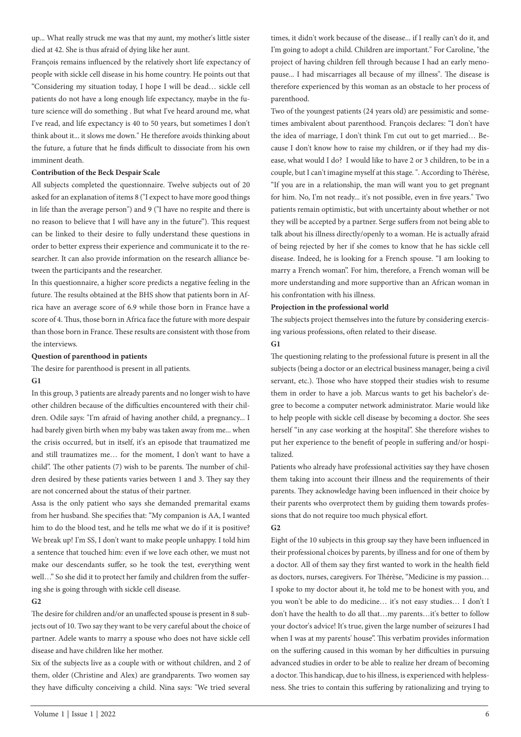up... What really struck me was that my aunt, my mother's little sister died at 42. She is thus afraid of dying like her aunt.

François remains influenced by the relatively short life expectancy of people with sickle cell disease in his home country. He points out that "Considering my situation today, I hope I will be dead… sickle cell patients do not have a long enough life expectancy, maybe in the future science will do something . But what I've heard around me, what I've read, and life expectancy is 40 to 50 years, but sometimes I don't think about it... it slows me down." He therefore avoids thinking about the future, a future that he finds difficult to dissociate from his own imminent death.

**Contribution of the Beck Despair Scale**

All subjects completed the questionnaire. Twelve subjects out of 20 asked for an explanation of items 8 ("I expect to have more good things in life than the average person") and 9 ("I have no respite and there is no reason to believe that I will have any in the future"). This request can be linked to their desire to fully understand these questions in order to better express their experience and communicate it to the researcher. It can also provide information on the research alliance between the participants and the researcher.

In this questionnaire, a higher score predicts a negative feeling in the future. The results obtained at the BHS show that patients born in Africa have an average score of 6.9 while those born in France have a score of 4. Thus, those born in Africa face the future with more despair than those born in France. These results are consistent with those from the interviews.

**Question of parenthood in patients**

The desire for parenthood is present in all patients.

**G1**

In this group, 3 patients are already parents and no longer wish to have other children because of the difficulties encountered with their children. Odile says: "I'm afraid of having another child, a pregnancy... I had barely given birth when my baby was taken away from me... when the crisis occurred, but in itself, it's an episode that traumatized me and still traumatizes me… for the moment, I don't want to have a child". The other patients (7) wish to be parents. The number of children desired by these patients varies between 1 and 3. They say they are not concerned about the status of their partner.

Assa is the only patient who says she demanded premarital exams from her husband. She specifies that: "My companion is AA, I wanted him to do the blood test, and he tells me what we do if it is positive? We break up! I'm SS, I don't want to make people unhappy. I told him a sentence that touched him: even if we love each other, we must not make our descendants suffer, so he took the test, everything went well…" So she did it to protect her family and children from the suffering she is going through with sickle cell disease.

**G2**

The desire for children and/or an unaffected spouse is present in 8 subjects out of 10. Two say they want to be very careful about the choice of partner. Adele wants to marry a spouse who does not have sickle cell disease and have children like her mother.

Six of the subjects live as a couple with or without children, and 2 of them, older (Christine and Alex) are grandparents. Two women say they have difficulty conceiving a child. Nina says: "We tried several times, it didn't work because of the disease... if I really can't do it, and I'm going to adopt a child. Children are important." For Caroline, "the project of having children fell through because I had an early menopause... I had miscarriages all because of my illness". The disease is therefore experienced by this woman as an obstacle to her process of parenthood.

Two of the youngest patients (24 years old) are pessimistic and sometimes ambivalent about parenthood. François declares: "I don't have the idea of marriage, I don't think I'm cut out to get married… Because I don't know how to raise my children, or if they had my disease, what would I do? I would like to have 2 or 3 children, to be in a couple, but I can't imagine myself at this stage. ". According to Thérèse, "If you are in a relationship, the man will want you to get pregnant for him. No, I'm not ready... it's not possible, even in five years." Two patients remain optimistic, but with uncertainty about whether or not they will be accepted by a partner. Serge suffers from not being able to talk about his illness directly/openly to a woman. He is actually afraid of being rejected by her if she comes to know that he has sickle cell disease. Indeed, he is looking for a French spouse. "I am looking to marry a French woman". For him, therefore, a French woman will be more understanding and more supportive than an African woman in his confrontation with his illness.

**Projection in the professional world**

The subjects project themselves into the future by considering exercising various professions, often related to their disease.

**G1**

The questioning relating to the professional future is present in all the subjects (being a doctor or an electrical business manager, being a civil servant, etc.). Those who have stopped their studies wish to resume them in order to have a job. Marcus wants to get his bachelor's degree to become a computer network administrator. Marie would like to help people with sickle cell disease by becoming a doctor. She sees herself "in any case working at the hospital". She therefore wishes to put her experience to the benefit of people in suffering and/or hospitalized.

Patients who already have professional activities say they have chosen them taking into account their illness and the requirements of their parents. They acknowledge having been influenced in their choice by their parents who overprotect them by guiding them towards professions that do not require too much physical effort.

**G2**

Eight of the 10 subjects in this group say they have been influenced in their professional choices by parents, by illness and for one of them by a doctor. All of them say they first wanted to work in the health field as doctors, nurses, caregivers. For Thérèse, "Medicine is my passion… I spoke to my doctor about it, he told me to be honest with you, and you won't be able to do medicine… it's not easy studies… I don't I don't have the health to do all that…my parents…it's better to follow your doctor's advice! It's true, given the large number of seizures I had when I was at my parents' house". This verbatim provides information on the suffering caused in this woman by her difficulties in pursuing advanced studies in order to be able to realize her dream of becoming a doctor. This handicap, due to his illness, is experienced with helplessness. She tries to contain this suffering by rationalizing and trying to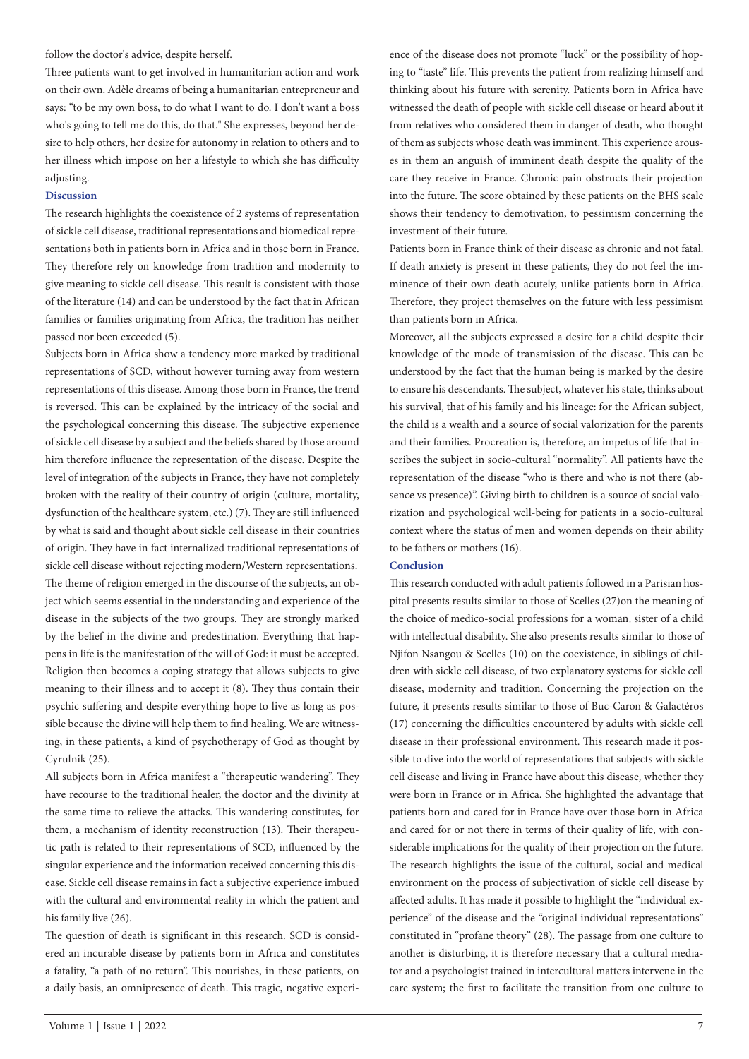follow the doctor's advice, despite herself.

Three patients want to get involved in humanitarian action and work on their own. Adèle dreams of being a humanitarian entrepreneur and says: "to be my own boss, to do what I want to do. I don't want a boss who's going to tell me do this, do that." She expresses, beyond her desire to help others, her desire for autonomy in relation to others and to her illness which impose on her a lifestyle to which she has difficulty adjusting.

## Discussion

The research highlights the coexistence of 2 systems of representation of sickle cell disease, traditional representations and biomedical representations both in patients born in Africa and in those born in France. They therefore rely on knowledge from tradition and modernity to give meaning to sickle cell disease. This result is consistent with those of the literature (14) and can be understood by the fact that in African families or families originating from Africa, the tradition has neither passed nor been exceeded (5).

Subjects born in Africa show a tendency more marked by traditional representations of SCD, without however turning away from western representations of this disease. Among those born in France, the trend is reversed. This can be explained by the intricacy of the social and the psychological concerning this disease. The subjective experience of sickle cell disease by a subject and the beliefs shared by those around him therefore influence the representation of the disease. Despite the level of integration of the subjects in France, they have not completely broken with the reality of their country of origin (culture, mortality, dysfunction of the healthcare system, etc.) (7). They are still influenced by what is said and thought about sickle cell disease in their countries of origin. They have in fact internalized traditional representations of sickle cell disease without rejecting modern/Western representations.

The theme of religion emerged in the discourse of the subjects, an object which seems essential in the understanding and experience of the disease in the subjects of the two groups. They are strongly marked by the belief in the divine and predestination. Everything that happens in life is the manifestation of the will of God: it must be accepted. Religion then becomes a coping strategy that allows subjects to give meaning to their illness and to accept it (8). They thus contain their psychic suffering and despite everything hope to live as long as possible because the divine will help them to find healing. We are witnessing, in these patients, a kind of psychotherapy of God as thought by Cyrulnik (25).

All subjects born in Africa manifest a "therapeutic wandering". They have recourse to the traditional healer, the doctor and the divinity at the same time to relieve the attacks. This wandering constitutes, for them, a mechanism of identity reconstruction (13). Their therapeutic path is related to their representations of SCD, influenced by the singular experience and the information received concerning this disease. Sickle cell disease remains in fact a subjective experience imbued with the cultural and environmental reality in which the patient and his family live (26).

The question of death is significant in this research. SCD is considered an incurable disease by patients born in Africa and constitutes a fatality, "a path of no return". This nourishes, in these patients, on a daily basis, an omnipresence of death. This tragic, negative experience of the disease does not promote "luck" or the possibility of hoping to "taste" life. This prevents the patient from realizing himself and thinking about his future with serenity. Patients born in Africa have witnessed the death of people with sickle cell disease or heard about it from relatives who considered them in danger of death, who thought of them as subjects whose death was imminent. This experience arouses in them an anguish of imminent death despite the quality of the care they receive in France. Chronic pain obstructs their projection into the future. The score obtained by these patients on the BHS scale shows their tendency to demotivation, to pessimism concerning the investment of their future.

Patients born in France think of their disease as chronic and not fatal. If death anxiety is present in these patients, they do not feel the imminence of their own death acutely, unlike patients born in Africa. Therefore, they project themselves on the future with less pessimism than patients born in Africa.

Moreover, all the subjects expressed a desire for a child despite their knowledge of the mode of transmission of the disease. This can be understood by the fact that the human being is marked by the desire to ensure his descendants. The subject, whatever his state, thinks about his survival, that of his family and his lineage: for the African subject, the child is a wealth and a source of social valorization for the parents and their families. Procreation is, therefore, an impetus of life that inscribes the subject in socio-cultural "normality". All patients have the representation of the disease "who is there and who is not there (absence vs presence)". Giving birth to children is a source of social valorization and psychological well-being for patients in a socio-cultural context where the status of men and women depends on their ability to be fathers or mothers (16).

## Conclusion

This research conducted with adult patients followed in a Parisian hospital presents results similar to those of Scelles (27)on the meaning of the choice of medico-social professions for a woman, sister of a child with intellectual disability. She also presents results similar to those of Njifon Nsangou & Scelles (10) on the coexistence, in siblings of children with sickle cell disease, of two explanatory systems for sickle cell disease, modernity and tradition. Concerning the projection on the future, it presents results similar to those of Buc-Caron & Galactéros (17) concerning the difficulties encountered by adults with sickle cell disease in their professional environment. This research made it possible to dive into the world of representations that subjects with sickle cell disease and living in France have about this disease, whether they were born in France or in Africa. She highlighted the advantage that patients born and cared for in France have over those born in Africa and cared for or not there in terms of their quality of life, with considerable implications for the quality of their projection on the future. The research highlights the issue of the cultural, social and medical environment on the process of subjectivation of sickle cell disease by affected adults. It has made it possible to highlight the "individual experience" of the disease and the "original individual representations" constituted in "profane theory" (28). The passage from one culture to another is disturbing, it is therefore necessary that a cultural mediator and a psychologist trained in intercultural matters intervene in the care system; the first to facilitate the transition from one culture to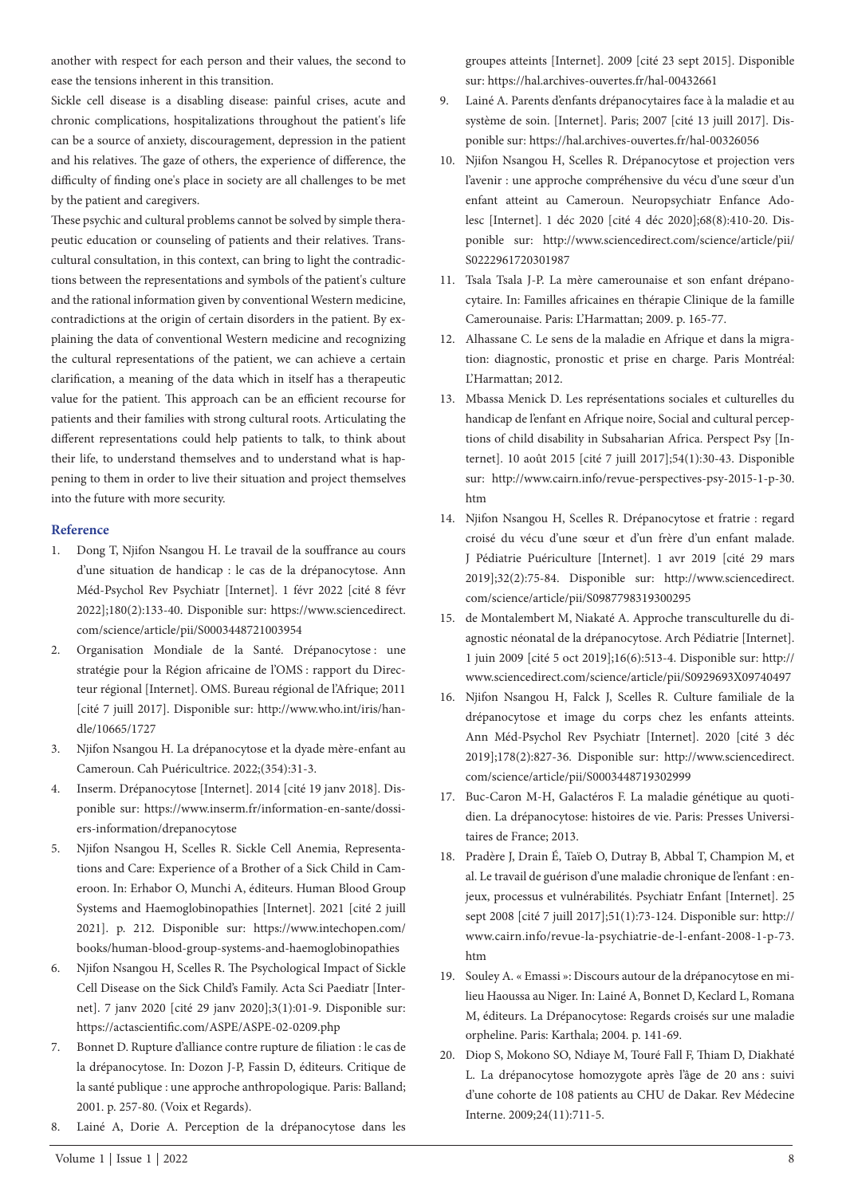another with respect for each person and their values, the second to ease the tensions inherent in this transition.

Sickle cell disease is a disabling disease: painful crises, acute and chronic complications, hospitalizations throughout the patient's life can be a source of anxiety, discouragement, depression in the patient and his relatives. The gaze of others, the experience of difference, the difficulty of finding one's place in society are all challenges to be met by the patient and caregivers.

These psychic and cultural problems cannot be solved by simple therapeutic education or counseling of patients and their relatives. Transcultural consultation, in this context, can bring to light the contradictions between the representations and symbols of the patient's culture and the rational information given by conventional Western medicine, contradictions at the origin of certain disorders in the patient. By explaining the data of conventional Western medicine and recognizing the cultural representations of the patient, we can achieve a certain clarification, a meaning of the data which in itself has a therapeutic value for the patient. This approach can be an efficient recourse for patients and their families with strong cultural roots. Articulating the different representations could help patients to talk, to think about their life, to understand themselves and to understand what is happening to them in order to live their situation and project themselves into the future with more security.

## Reference

1. Dong T, Njifon Nsangou H. Le travail de la souffrance au cours d'une situation de handicap : le cas de la drépanocytose. Ann Méd-Psychol Rev Psychiatr [Internet]. 1 févr 2022 [cité 8 févr 2022];180(2):133-40. Disponible sur: https://www.sciencedirect.com/science/article/pii/S0003448721003954
2. Organisation Mondiale de la Santé. Drépanocytose : une stratégie pour la Région africaine de l'OMS : rapport du Directeur régional [Internet]. OMS. Bureau régional de l'Afrique; 2011 [cité 7 juill 2017]. Disponible sur: http://www.who.int/iris/handle/10665/1727
3. Njifon Nsangou H. La drépanocytose et la dyade mère-enfant au Cameroun. Cah Puéricultrice. 2022;(354):31-3.
4. Inserm. Drépanocytose [Internet]. 2014 [cité 19 janv 2018]. Disponible sur: https://www.inserm.fr/information-en-sante/dossiers-information/drepanocytose
5. Njifon Nsangou H, Scelles R. Sickle Cell Anemia, Representations and Care: Experience of a Brother of a Sick Child in Cameroon. In: Erhabor O, Munchi A, éditeurs. Human Blood Group Systems and Haemoglobinopathies [Internet]. 2021 [cité 2 juill 2021]. p. 212. Disponible sur: https://www.intechopen.com/books/human-blood-group-systems-and-haemoglobinopathies
6. Njifon Nsangou H, Scelles R. The Psychological Impact of Sickle Cell Disease on the Sick Child's Family. Acta Sci Paediatr [Internet]. 7 janv 2020 [cité 29 janv 2020];3(1):01-9. Disponible sur: https://actascientific.com/ASPE/ASPE-02-0209.php
7. Bonnet D. Rupture d'alliance contre rupture de filiation : le cas de la drépanocytose. In: Dozon J-P, Fassin D, éditeurs. Critique de la santé publique : une approche anthropologique. Paris: Balland; 2001. p. 257-80. (Voix et Regards).
8. Lainé A, Dorie A. Perception de la drépanocytose dans les groupes atteints [Internet]. 2009 [cité 23 sept 2015]. Disponible sur: https://hal.archives-ouvertes.fr/hal-00432661
9. Lainé A. Parents d'enfants drépanocytaires face à la maladie et au système de soin. [Internet]. Paris; 2007 [cité 13 juill 2017]. Disponible sur: https://hal.archives-ouvertes.fr/hal-00326056
10. Njifon Nsangou H, Scelles R. Drépanocytose et projection vers l'avenir : une approche compréhensive du vécu d'une sœur d'un enfant atteint au Cameroun. Neuropsychiatr Enfance Adolesc [Internet]. 1 déc 2020 [cité 4 déc 2020];68(8):410-20. Disponible sur: http://www.sciencedirect.com/science/article/pii/S0222961720301987
11. Tsala Tsala J-P. La mère camerounaise et son enfant drépanocytaire. In: Familles africaines en thérapie Clinique de la famille Camerounaise. Paris: L'Harmattan; 2009. p. 165-77.
12. Alhassane C. Le sens de la maladie en Afrique et dans la migration: diagnostic, pronostic et prise en charge. Paris Montréal: L'Harmattan; 2012.
13. Mbassa Menick D. Les représentations sociales et culturelles du handicap de l'enfant en Afrique noire, Social and cultural perceptions of child disability in Subsaharian Africa. Perspect Psy [Internet]. 10 août 2015 [cité 7 juill 2017];54(1):30-43. Disponible sur: http://www.cairn.info/revue-perspectives-psy-2015-1-p-30.htm
14. Njifon Nsangou H, Scelles R. Drépanocytose et fratrie : regard croisé du vécu d'une sœur et d'un frère d'un enfant malade. J Pédiatrie Puériculture [Internet]. 1 avr 2019 [cité 29 mars 2019];32(2):75-84. Disponible sur: http://www.sciencedirect.com/science/article/pii/S0987798319300295
15. de Montalembert M, Niakaté A. Approche transculturelle du diagnostic néonatal de la drépanocytose. Arch Pédiatrie [Internet]. 1 juin 2009 [cité 5 oct 2019];16(6):513-4. Disponible sur: http://www.sciencedirect.com/science/article/pii/S0929693X09740497
16. Njifon Nsangou H, Falck J, Scelles R. Culture familiale de la drépanocytose et image du corps chez les enfants atteints. Ann Méd-Psychol Rev Psychiatr [Internet]. 2020 [cité 3 déc 2019];178(2):827-36. Disponible sur: http://www.sciencedirect.com/science/article/pii/S0003448719302999
17. Buc-Caron M-H, Galactéros F. La maladie génétique au quotidien. La drépanocytose: histoires de vie. Paris: Presses Universitaires de France; 2013.
18. Pradère J, Drain É, Taïeb O, Dutray B, Abbal T, Champion M, et al. Le travail de guérison d'une maladie chronique de l'enfant : enjeux, processus et vulnérabilités. Psychiatr Enfant [Internet]. 25 sept 2008 [cité 7 juill 2017];51(1):73-124. Disponible sur: http://www.cairn.info/revue-la-psychiatrie-de-l-enfant-2008-1-p-73.htm
19. Souley A. « Emassi »: Discours autour de la drépanocytose en milieu Haoussa au Niger. In: Lainé A, Bonnet D, Keclard L, Romana M, éditeurs. La Drépanocytose: Regards croisés sur une maladie orpheline. Paris: Karthala; 2004. p. 141-69.
20. Diop S, Mokono SO, Ndiaye M, Touré Fall F, Thiam D, Diakhaté L. La drépanocytose homozygote après l'âge de 20 ans : suivi d'une cohorte de 108 patients au CHU de Dakar. Rev Médecine Interne. 2009;24(11):711-5.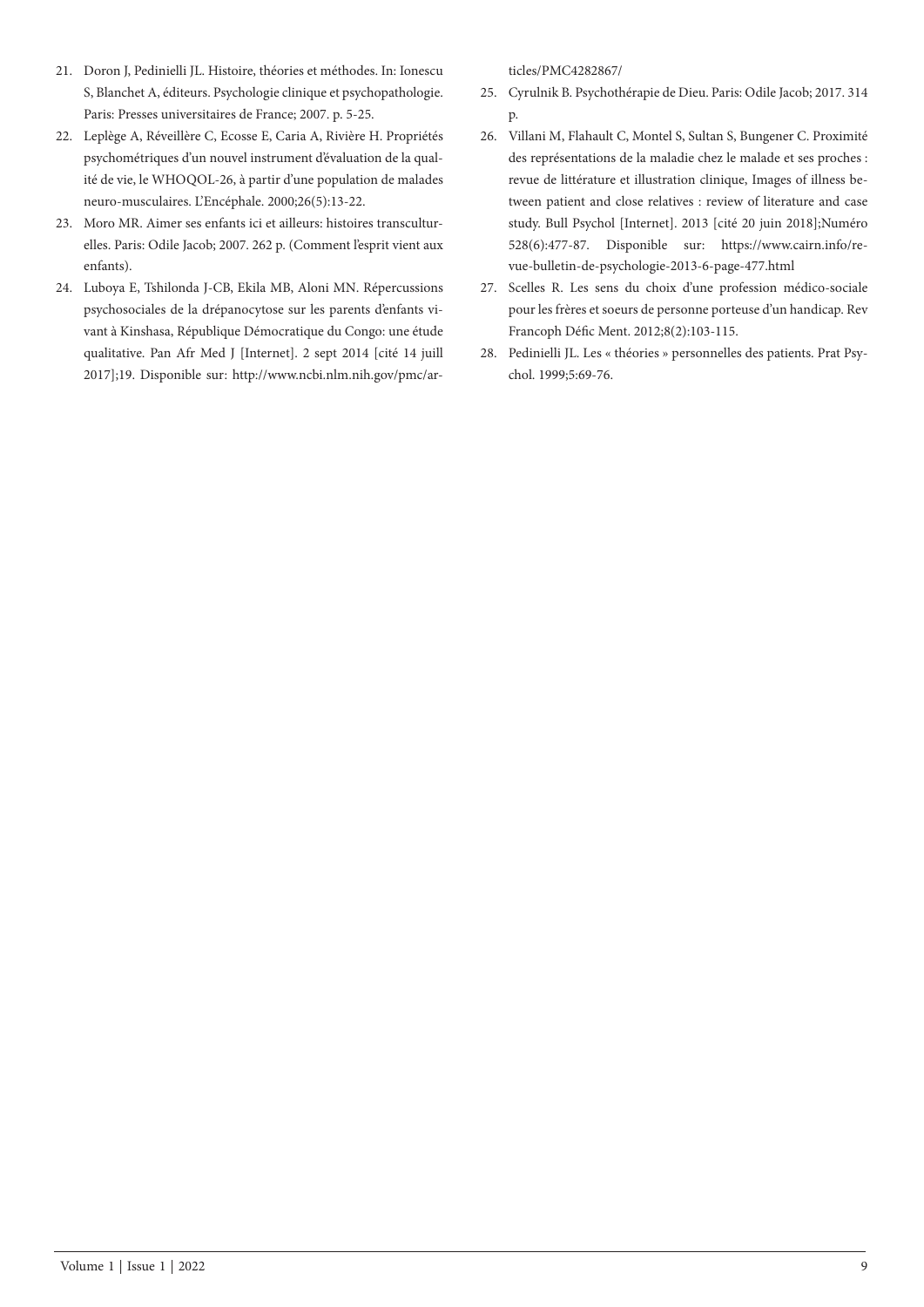21. Doron J, Pedinielli JL. Histoire, théories et méthodes. In: Ionescu S, Blanchet A, éditeurs. Psychologie clinique et psychopathologie. Paris: Presses universitaires de France; 2007. p. 5-25.
22. Leplège A, Réveillère C, Ecosse E, Caria A, Rivière H. Propriétés psychométriques d'un nouvel instrument d'évaluation de la qualité de vie, le WHOQOL-26, à partir d'une population de malades neuro-musculaires. L'Encéphale. 2000;26(5):13-22.
23. Moro MR. Aimer ses enfants ici et ailleurs: histoires transculturelles. Paris: Odile Jacob; 2007. 262 p. (Comment l'esprit vient aux enfants).
24. Luboya E, Tshilonda J-CB, Ekila MB, Aloni MN. Répercussions psychosociales de la drépanocytose sur les parents d'enfants vivant à Kinshasa, République Démocratique du Congo: une étude qualitative. Pan Afr Med J [Internet]. 2 sept 2014 [cité 14 juill 2017];19. Disponible sur: http://www.ncbi.nlm.nih.gov/pmc/articles/PMC4282867/
25. Cyrulnik B. Psychothérapie de Dieu. Paris: Odile Jacob; 2017. 314 p.
26. Villani M, Flahault C, Montel S, Sultan S, Bungener C. Proximité des représentations de la maladie chez le malade et ses proches : revue de littérature et illustration clinique, Images of illness between patient and close relatives : review of literature and case study. Bull Psychol [Internet]. 2013 [cité 20 juin 2018];Numéro 528(6):477-87. Disponible sur: https://www.cairn.info/revue-bulletin-de-psychologie-2013-6-page-477.html
27. Scelles R. Les sens du choix d'une profession médico-sociale pour les frères et soeurs de personne porteuse d'un handicap. Rev Francoph Défic Ment. 2012;8(2):103-115.
28. Pedinielli JL. Les « théories » personnelles des patients. Prat Psychol. 1999;5:69-76.